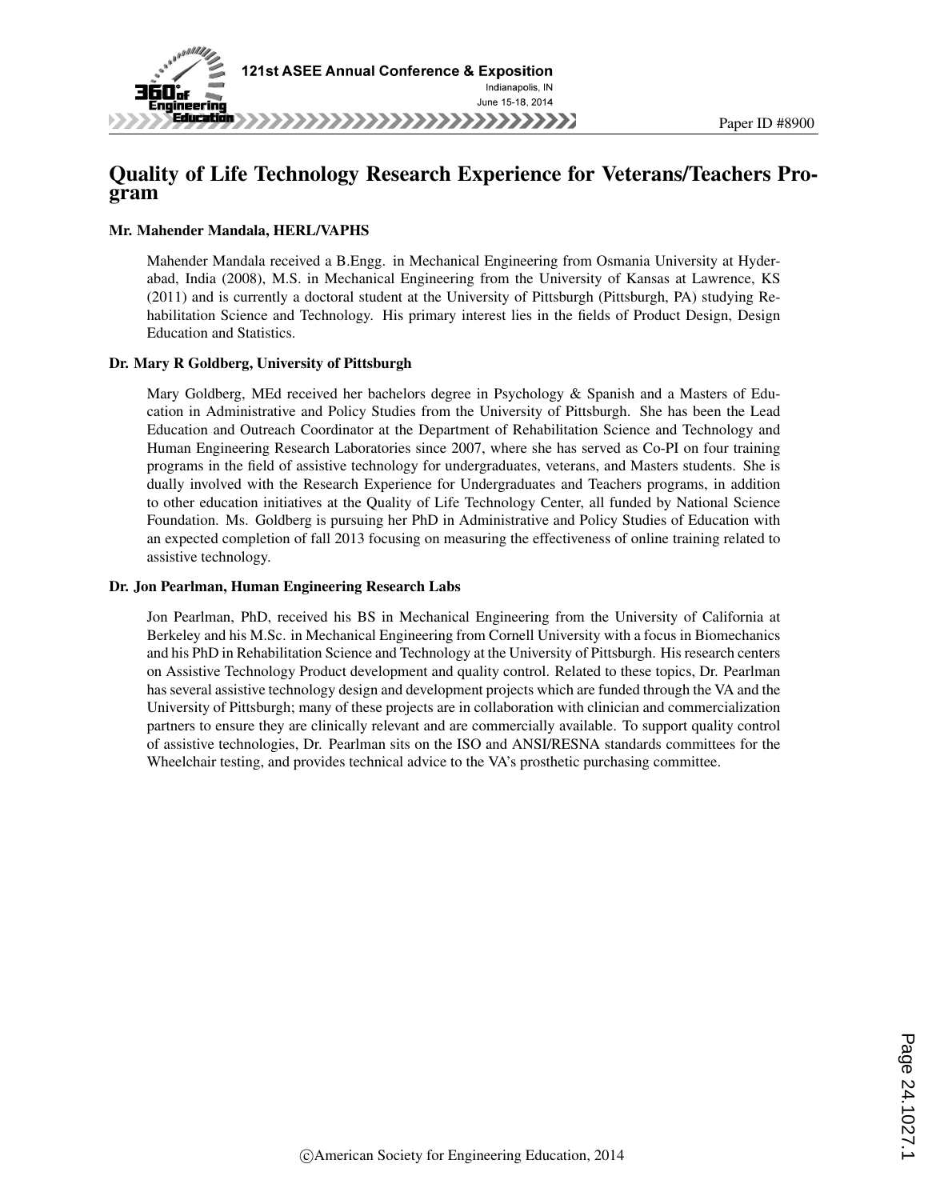# Quality of Life Technology Research Experience for Veterans/Teachers Program

### Mr. Mahender Mandala, HERL/VAPHS

Mahender Mandala received a B.Engg. in Mechanical Engineering from Osmania University at Hyderabad, India (2008), M.S. in Mechanical Engineering from the University of Kansas at Lawrence, KS (2011) and is currently a doctoral student at the University of Pittsburgh (Pittsburgh, PA) studying Rehabilitation Science and Technology. His primary interest lies in the fields of Product Design, Design Education and Statistics.

### Dr. Mary R Goldberg, University of Pittsburgh

Mary Goldberg, MEd received her bachelors degree in Psychology & Spanish and a Masters of Education in Administrative and Policy Studies from the University of Pittsburgh. She has been the Lead Education and Outreach Coordinator at the Department of Rehabilitation Science and Technology and Human Engineering Research Laboratories since 2007, where she has served as Co-PI on four training programs in the field of assistive technology for undergraduates, veterans, and Masters students. She is dually involved with the Research Experience for Undergraduates and Teachers programs, in addition to other education initiatives at the Quality of Life Technology Center, all funded by National Science Foundation. Ms. Goldberg is pursuing her PhD in Administrative and Policy Studies of Education with an expected completion of fall 2013 focusing on measuring the effectiveness of online training related to assistive technology.

### Dr. Jon Pearlman, Human Engineering Research Labs

Jon Pearlman, PhD, received his BS in Mechanical Engineering from the University of California at Berkeley and his M.Sc. in Mechanical Engineering from Cornell University with a focus in Biomechanics and his PhD in Rehabilitation Science and Technology at the University of Pittsburgh. His research centers on Assistive Technology Product development and quality control. Related to these topics, Dr. Pearlman has several assistive technology design and development projects which are funded through the VA and the University of Pittsburgh; many of these projects are in collaboration with clinician and commercialization partners to ensure they are clinically relevant and are commercially available. To support quality control of assistive technologies, Dr. Pearlman sits on the ISO and ANSI/RESNA standards committees for the Wheelchair testing, and provides technical advice to the VA's prosthetic purchasing committee.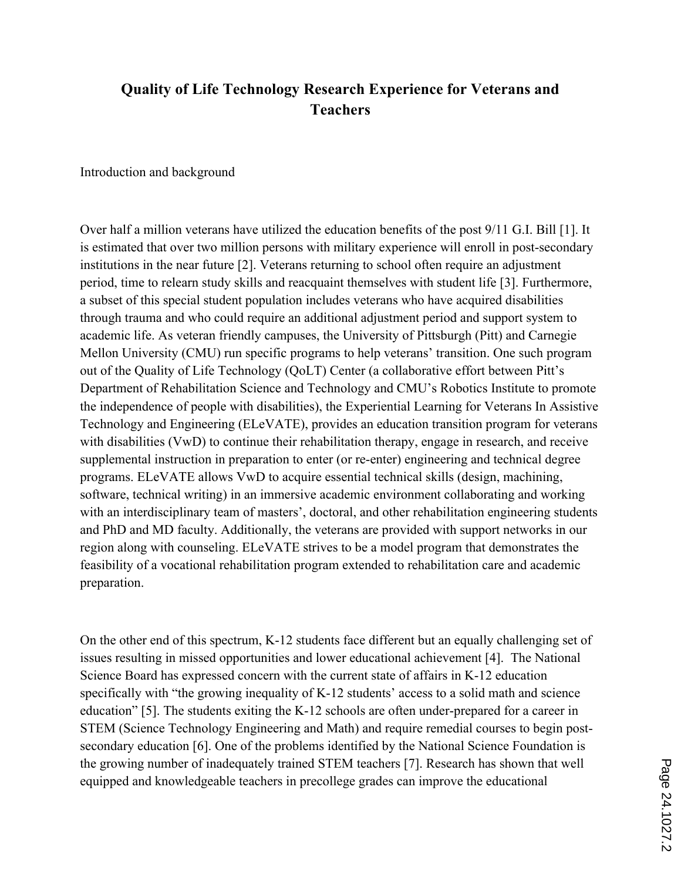# Quality of Life Technology Research Experience for Veterans and Teachers

## Introduction and background

Over half a million veterans have utilized the education benefits of the post 9/11 G.I. Bill [1]. It is estimated that over two million persons with military experience will enroll in post-secondary institutions in the near future [2]. Veterans returning to school often require an adjustment period, time to relearn study skills and reacquaint themselves with student life [3]. Furthermore, a subset of this special student population includes veterans who have acquired disabilities through trauma and who could require an additional adjustment period and support system to academic life. As veteran friendly campuses, the University of Pittsburgh (Pitt) and Carnegie Mellon University (CMU) run specific programs to help veterans' transition. One such program out of the Quality of Life Technology (QoLT) Center (a collaborative effort between Pitt's Department of Rehabilitation Science and Technology and CMU's Robotics Institute to promote the independence of people with disabilities), the Experiential Learning for Veterans In Assistive Technology and Engineering (ELeVATE), provides an education transition program for veterans with disabilities (VwD) to continue their rehabilitation therapy, engage in research, and receive supplemental instruction in preparation to enter (or re-enter) engineering and technical degree programs. ELeVATE allows VwD to acquire essential technical skills (design, machining, software, technical writing) in an immersive academic environment collaborating and working with an interdisciplinary team of masters', doctoral, and other rehabilitation engineering students and PhD and MD faculty. Additionally, the veterans are provided with support networks in our region along with counseling. ELeVATE strives to be a model program that demonstrates the feasibility of a vocational rehabilitation program extended to rehabilitation care and academic preparation.

On the other end of this spectrum, K-12 students face different but an equally challenging set of issues resulting in missed opportunities and lower educational achievement [4]. The National Science Board has expressed concern with the current state of affairs in K-12 education specifically with "the growing inequality of K-12 students' access to a solid math and science education" [5]. The students exiting the K-12 schools are often under-prepared for a career in STEM (Science Technology Engineering and Math) and require remedial courses to begin post-secondary education [6]. One of the problems identified by the National Science Foundation is the growing number of inadequately trained STEM teachers [7]. Research has shown that well equipped and knowledgeable teachers in precollege grades can improve the educational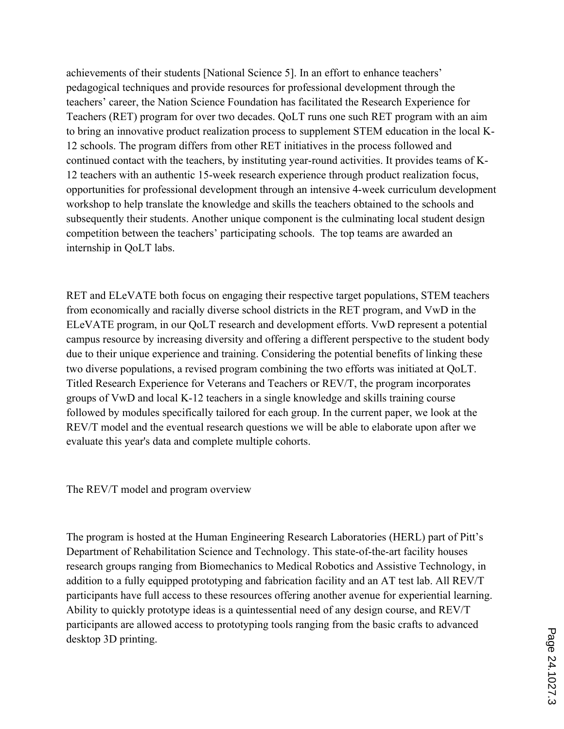achievements of their students [National Science 5]. In an effort to enhance teachers' pedagogical techniques and provide resources for professional development through the teachers' career, the Nation Science Foundation has facilitated the Research Experience for Teachers (RET) program for over two decades. QoLT runs one such RET program with an aim to bring an innovative product realization process to supplement STEM education in the local K-12 schools. The program differs from other RET initiatives in the process followed and continued contact with the teachers, by instituting year-round activities. It provides teams of K-12 teachers with an authentic 15-week research experience through product realization focus, opportunities for professional development through an intensive 4-week curriculum development workshop to help translate the knowledge and skills the teachers obtained to the schools and subsequently their students. Another unique component is the culminating local student design competition between the teachers' participating schools. The top teams are awarded an internship in QoLT labs.

RET and ELeVATE both focus on engaging their respective target populations, STEM teachers from economically and racially diverse school districts in the RET program, and VwD in the ELeVATE program, in our QoLT research and development efforts. VwD represent a potential campus resource by increasing diversity and offering a different perspective to the student body due to their unique experience and training. Considering the potential benefits of linking these two diverse populations, a revised program combining the two efforts was initiated at QoLT. Titled Research Experience for Veterans and Teachers or REV/T, the program incorporates groups of VwD and local K-12 teachers in a single knowledge and skills training course followed by modules specifically tailored for each group. In the current paper, we look at the REV/T model and the eventual research questions we will be able to elaborate upon after we evaluate this year's data and complete multiple cohorts.

## The REV/T model and program overview

The program is hosted at the Human Engineering Research Laboratories (HERL) part of Pitt's Department of Rehabilitation Science and Technology. This state-of-the-art facility houses research groups ranging from Biomechanics to Medical Robotics and Assistive Technology, in addition to a fully equipped prototyping and fabrication facility and an AT test lab. All REV/T participants have full access to these resources offering another avenue for experiential learning. Ability to quickly prototype ideas is a quintessential need of any design course, and REV/T participants are allowed access to prototyping tools ranging from the basic crafts to advanced desktop 3D printing.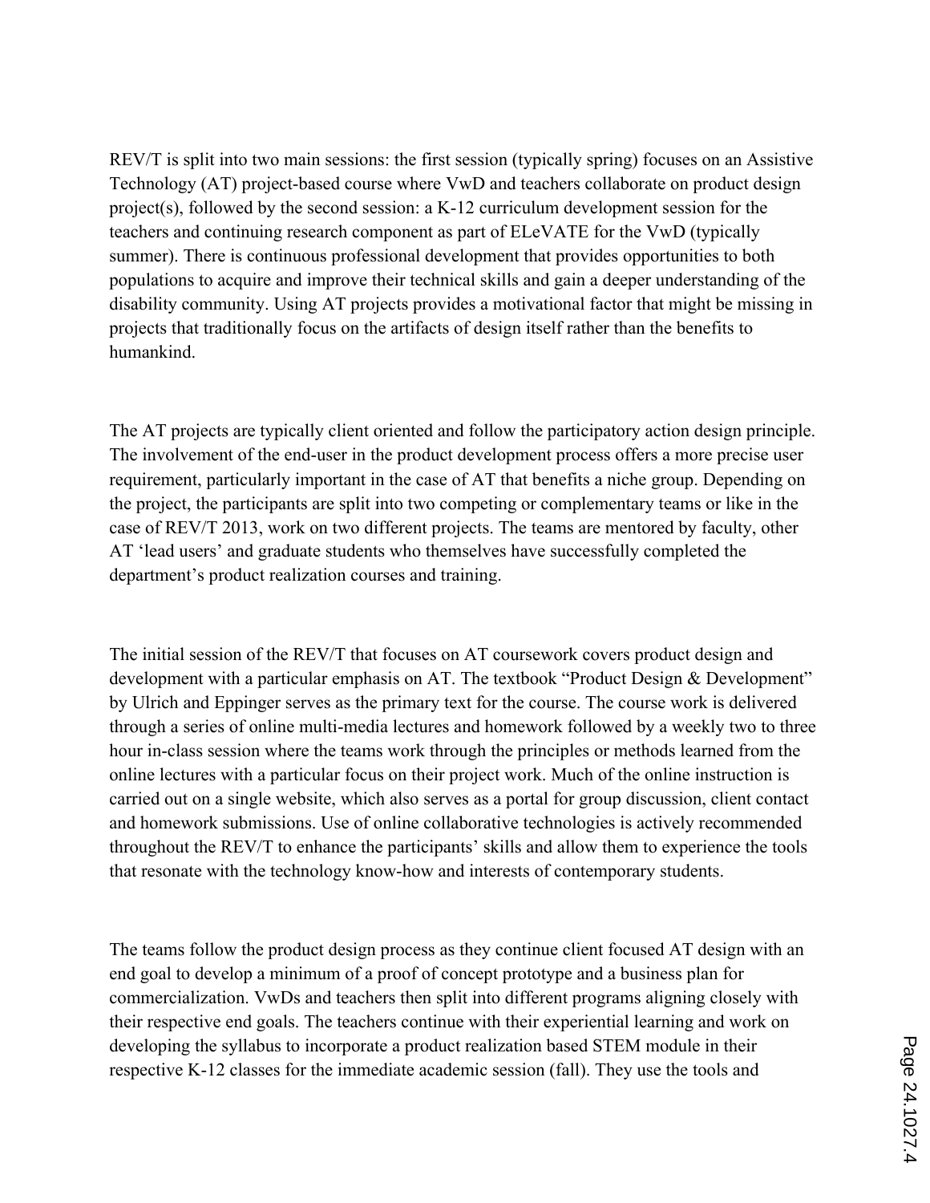REV/T is split into two main sessions: the first session (typically spring) focuses on an Assistive Technology (AT) project-based course where VwD and teachers collaborate on product design project(s), followed by the second session: a K-12 curriculum development session for the teachers and continuing research component as part of ELeVATE for the VwD (typically summer). There is continuous professional development that provides opportunities to both populations to acquire and improve their technical skills and gain a deeper understanding of the disability community. Using AT projects provides a motivational factor that might be missing in projects that traditionally focus on the artifacts of design itself rather than the benefits to humankind.

The AT projects are typically client oriented and follow the participatory action design principle. The involvement of the end-user in the product development process offers a more precise user requirement, particularly important in the case of AT that benefits a niche group. Depending on the project, the participants are split into two competing or complementary teams or like in the case of REV/T 2013, work on two different projects. The teams are mentored by faculty, other AT 'lead users' and graduate students who themselves have successfully completed the department's product realization courses and training.

The initial session of the REV/T that focuses on AT coursework covers product design and development with a particular emphasis on AT. The textbook "Product Design & Development" by Ulrich and Eppinger serves as the primary text for the course. The course work is delivered through a series of online multi-media lectures and homework followed by a weekly two to three hour in-class session where the teams work through the principles or methods learned from the online lectures with a particular focus on their project work. Much of the online instruction is carried out on a single website, which also serves as a portal for group discussion, client contact and homework submissions. Use of online collaborative technologies is actively recommended throughout the REV/T to enhance the participants' skills and allow them to experience the tools that resonate with the technology know-how and interests of contemporary students.

The teams follow the product design process as they continue client focused AT design with an end goal to develop a minimum of a proof of concept prototype and a business plan for commercialization. VwDs and teachers then split into different programs aligning closely with their respective end goals. The teachers continue with their experiential learning and work on developing the syllabus to incorporate a product realization based STEM module in their respective K-12 classes for the immediate academic session (fall). They use the tools and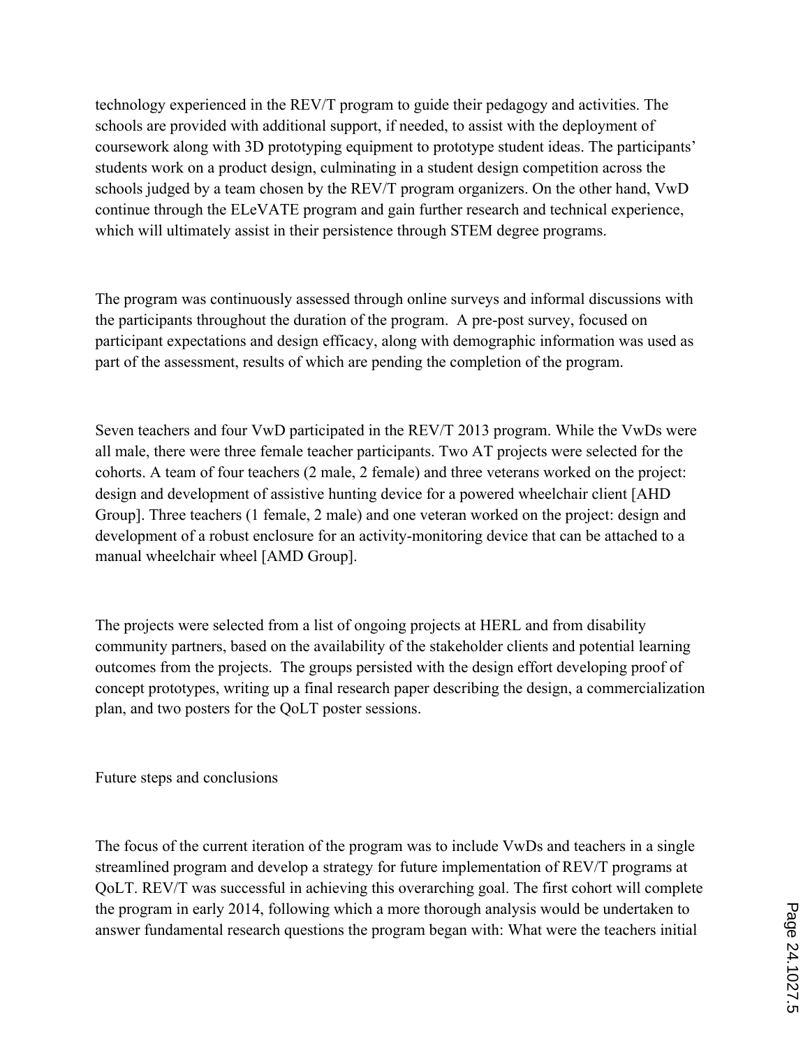technology experienced in the REV/T program to guide their pedagogy and activities. The schools are provided with additional support, if needed, to assist with the deployment of coursework along with 3D prototyping equipment to prototype student ideas. The participants' students work on a product design, culminating in a student design competition across the schools judged by a team chosen by the REV/T program organizers. On the other hand, VwD continue through the ELeVATE program and gain further research and technical experience, which will ultimately assist in their persistence through STEM degree programs.

The program was continuously assessed through online surveys and informal discussions with the participants throughout the duration of the program. A pre-post survey, focused on participant expectations and design efficacy, along with demographic information was used as part of the assessment, results of which are pending the completion of the program.

Seven teachers and four VwD participated in the REV/T 2013 program. While the VwDs were all male, there were three female teacher participants. Two AT projects were selected for the cohorts. A team of four teachers (2 male, 2 female) and three veterans worked on the project: design and development of assistive hunting device for a powered wheelchair client [AHD Group]. Three teachers (1 female, 2 male) and one veteran worked on the project: design and development of a robust enclosure for an activity-monitoring device that can be attached to a manual wheelchair wheel [AMD Group].

The projects were selected from a list of ongoing projects at HERL and from disability community partners, based on the availability of the stakeholder clients and potential learning outcomes from the projects. The groups persisted with the design effort developing proof of concept prototypes, writing up a final research paper describing the design, a commercialization plan, and two posters for the QoLT poster sessions.

## Future steps and conclusions

The focus of the current iteration of the program was to include VwDs and teachers in a single streamlined program and develop a strategy for future implementation of REV/T programs at QoLT. REV/T was successful in achieving this overarching goal. The first cohort will complete the program in early 2014, following which a more thorough analysis would be undertaken to answer fundamental research questions the program began with: What were the teachers initial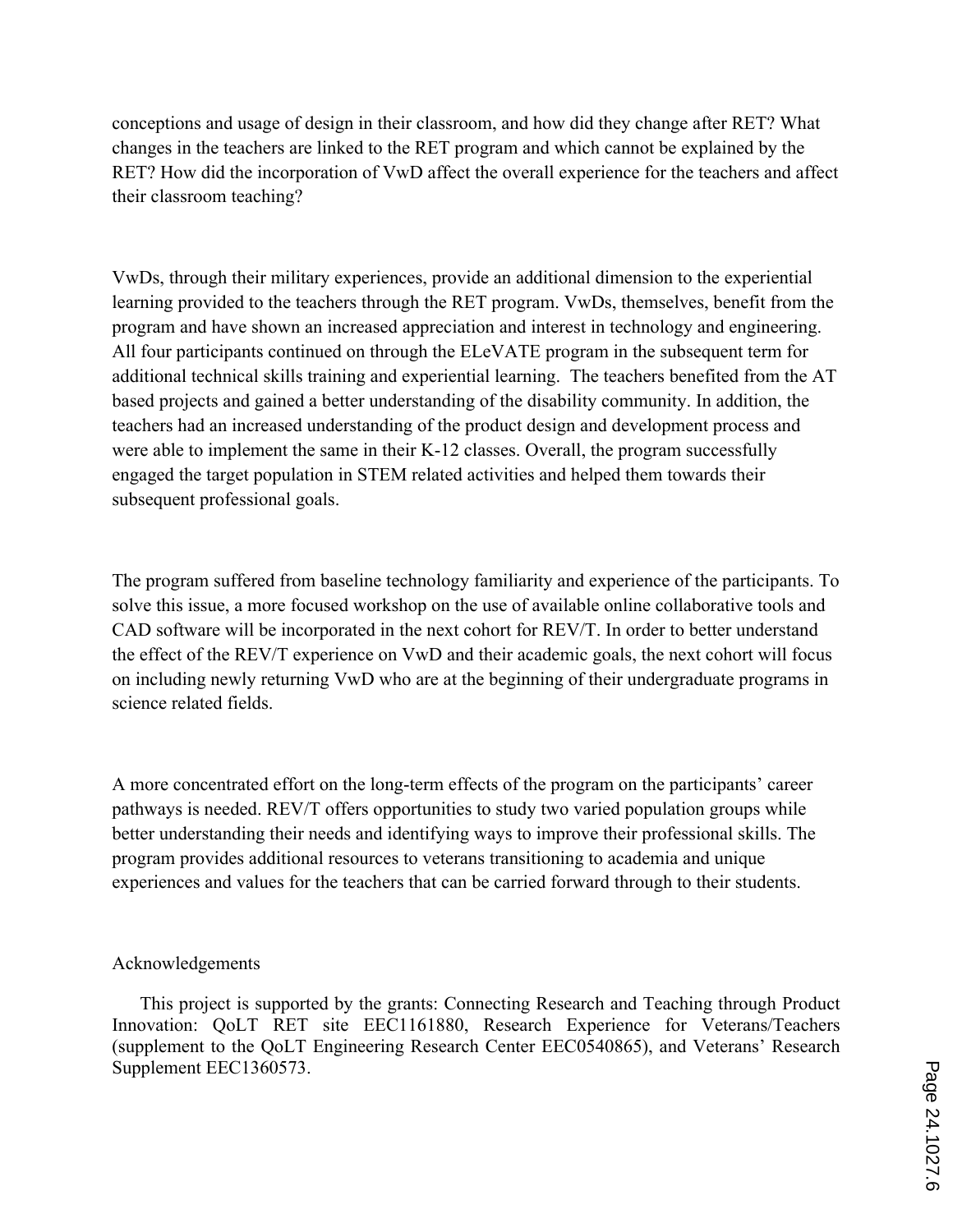conceptions and usage of design in their classroom, and how did they change after RET? What changes in the teachers are linked to the RET program and which cannot be explained by the RET? How did the incorporation of VwD affect the overall experience for the teachers and affect their classroom teaching?

VwDs, through their military experiences, provide an additional dimension to the experiential learning provided to the teachers through the RET program. VwDs, themselves, benefit from the program and have shown an increased appreciation and interest in technology and engineering. All four participants continued on through the ELeVATE program in the subsequent term for additional technical skills training and experiential learning. The teachers benefited from the AT based projects and gained a better understanding of the disability community. In addition, the teachers had an increased understanding of the product design and development process and were able to implement the same in their K-12 classes. Overall, the program successfully engaged the target population in STEM related activities and helped them towards their subsequent professional goals.

The program suffered from baseline technology familiarity and experience of the participants. To solve this issue, a more focused workshop on the use of available online collaborative tools and CAD software will be incorporated in the next cohort for REV/T. In order to better understand the effect of the REV/T experience on VwD and their academic goals, the next cohort will focus on including newly returning VwD who are at the beginning of their undergraduate programs in science related fields.

A more concentrated effort on the long-term effects of the program on the participants' career pathways is needed. REV/T offers opportunities to study two varied population groups while better understanding their needs and identifying ways to improve their professional skills. The program provides additional resources to veterans transitioning to academia and unique experiences and values for the teachers that can be carried forward through to their students.

## Acknowledgements

This project is supported by the grants: Connecting Research and Teaching through Product Innovation: QoLT RET site EEC1161880, Research Experience for Veterans/Teachers (supplement to the QoLT Engineering Research Center EEC0540865), and Veterans' Research Supplement EEC1360573.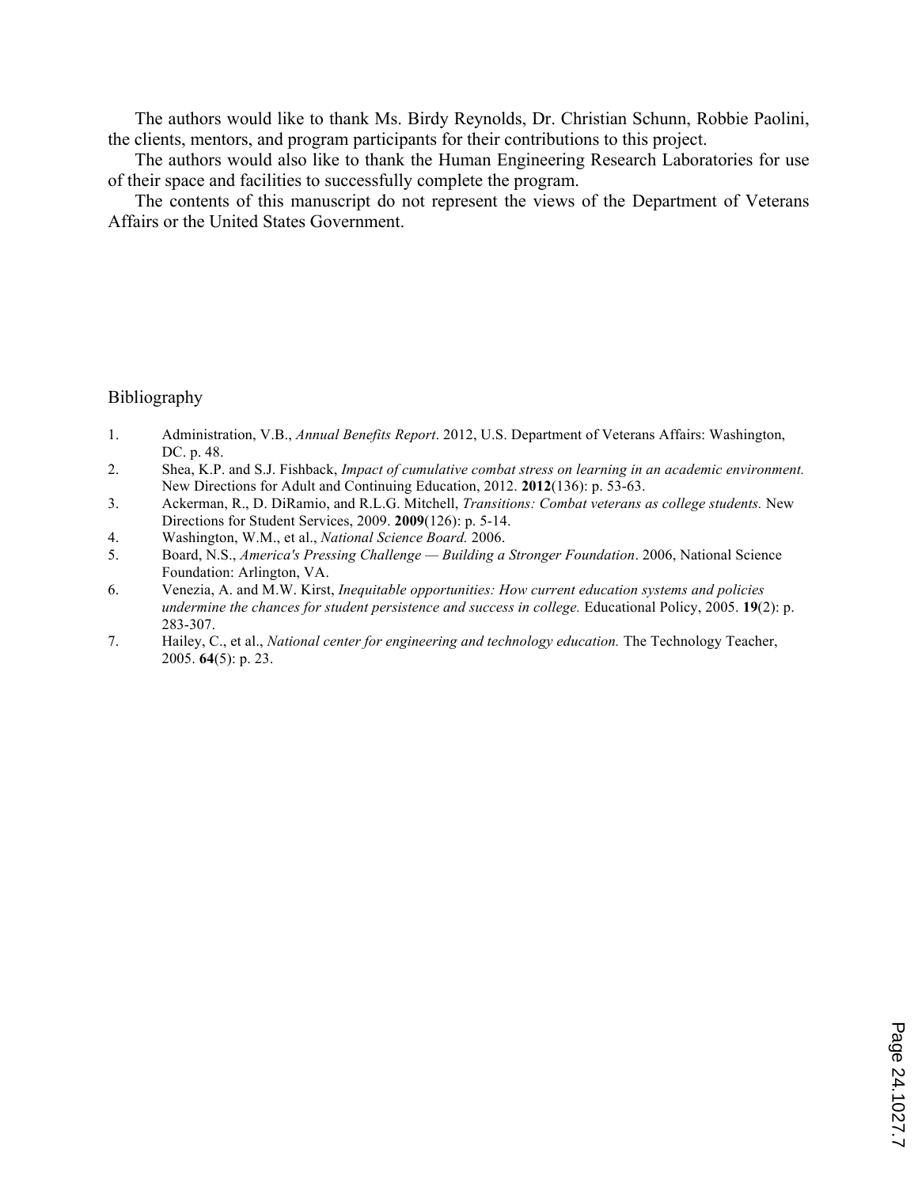The authors would like to thank Ms. Birdy Reynolds, Dr. Christian Schunn, Robbie Paolini, the clients, mentors, and program participants for their contributions to this project.

The authors would also like to thank the Human Engineering Research Laboratories for use of their space and facilities to successfully complete the program.

The contents of this manuscript do not represent the views of the Department of Veterans Affairs or the United States Government.

## Bibliography

1. Administration, V.B., *Annual Benefits Report*. 2012, U.S. Department of Veterans Affairs: Washington, DC. p. 48.
2. Shea, K.P. and S.J. Fishback, *Impact of cumulative combat stress on learning in an academic environment.* New Directions for Adult and Continuing Education, 2012. **2012**(136): p. 53-63.
3. Ackerman, R., D. DiRamio, and R.L.G. Mitchell, *Transitions: Combat veterans as college students.* New Directions for Student Services, 2009. **2009**(126): p. 5-14.
4. Washington, W.M., et al., *National Science Board.* 2006.
5. Board, N.S., *America's Pressing Challenge — Building a Stronger Foundation*. 2006, National Science Foundation: Arlington, VA.
6. Venezia, A. and M.W. Kirst, *Inequitable opportunities: How current education systems and policies undermine the chances for student persistence and success in college.* Educational Policy, 2005. **19**(2): p. 283-307.
7. Hailey, C., et al., *National center for engineering and technology education.* The Technology Teacher, 2005. **64**(5): p. 23.